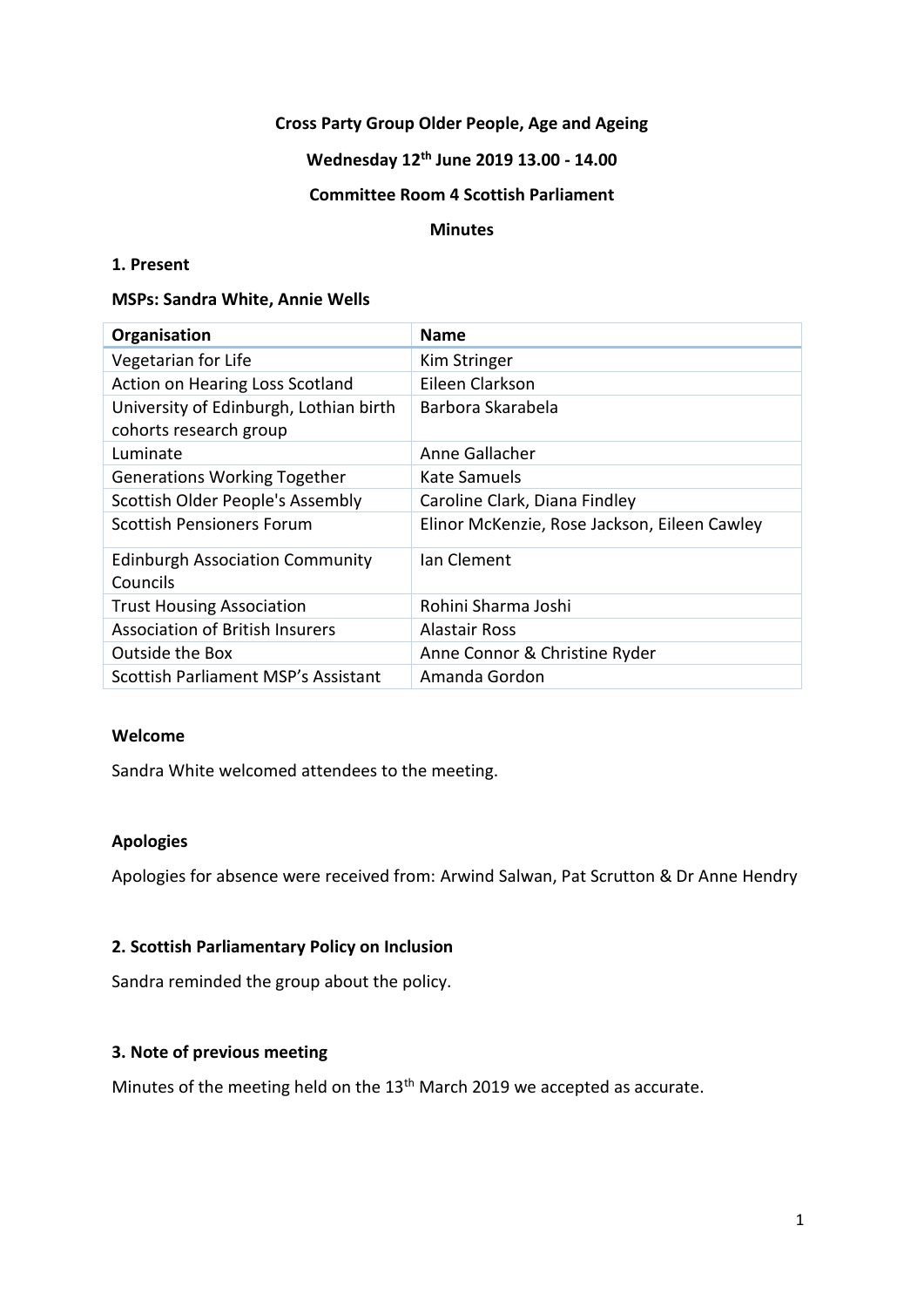**Cross Party Group Older People, Age and Ageing**

**Wednesday 12th June 2019 13.00 - 14.00**

**Committee Room 4 Scottish Parliament**

**Minutes**

**1. Present**

**MSPs: Sandra White, Annie Wells**

| Organisation | Name |
|---|---|
| Vegetarian for Life | Kim Stringer |
| Action on Hearing Loss Scotland | Eileen Clarkson |
| University of Edinburgh, Lothian birth cohorts research group | Barbora Skarabela |
| Luminate | Anne Gallacher |
| Generations Working Together | Kate Samuels |
| Scottish Older People's Assembly | Caroline Clark, Diana Findley |
| Scottish Pensioners Forum | Elinor McKenzie, Rose Jackson, Eileen Cawley |
| Edinburgh Association Community Councils | Ian Clement |
| Trust Housing Association | Rohini Sharma Joshi |
| Association of British Insurers | Alastair Ross |
| Outside the Box | Anne Connor & Christine Ryder |
| Scottish Parliament MSP's Assistant | Amanda Gordon |

**Welcome**

Sandra White welcomed attendees to the meeting.

**Apologies**

Apologies for absence were received from: Arwind Salwan, Pat Scrutton & Dr Anne Hendry

**2. Scottish Parliamentary Policy on Inclusion**

Sandra reminded the group about the policy.

**3. Note of previous meeting**

Minutes of the meeting held on the 13th March 2019 we accepted as accurate.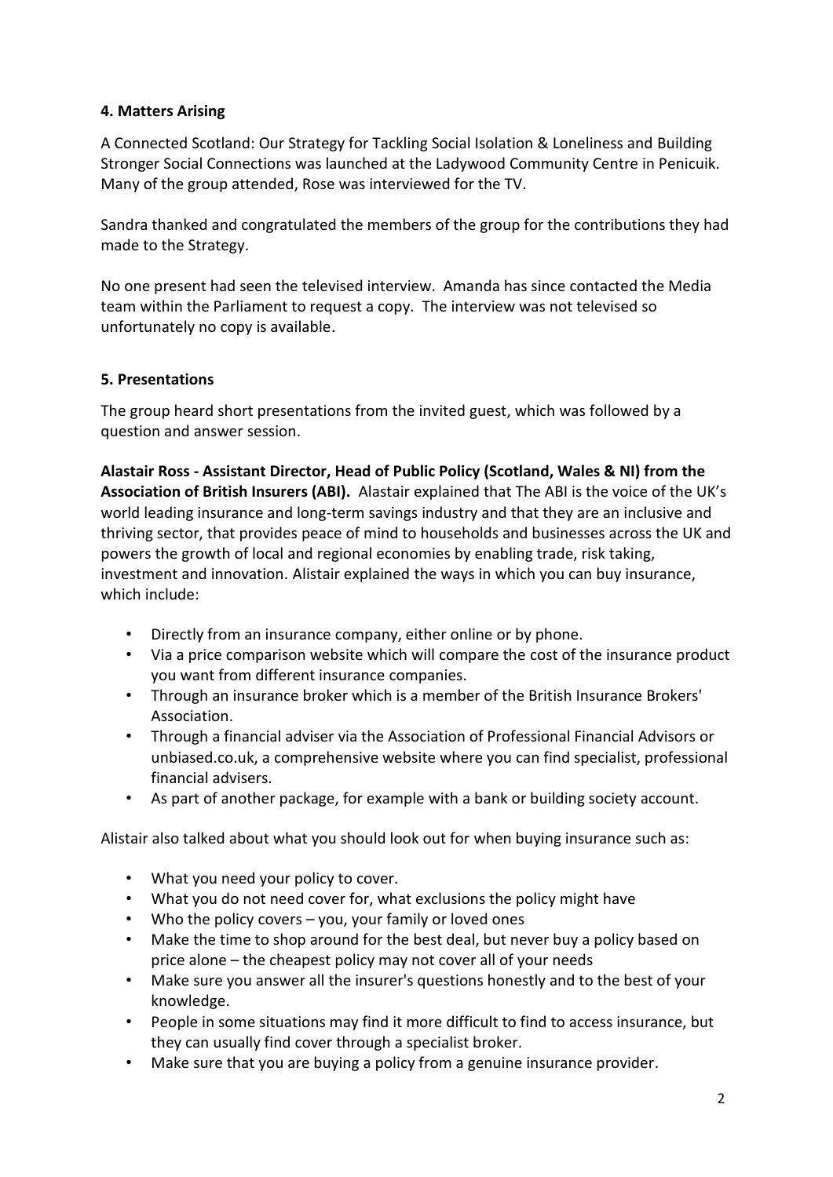#### 4. Matters Arising

A Connected Scotland: Our Strategy for Tackling Social Isolation & Loneliness and Building Stronger Social Connections was launched at the Ladywood Community Centre in Penicuik. Many of the group attended, Rose was interviewed for the TV.

Sandra thanked and congratulated the members of the group for the contributions they had made to the Strategy.

No one present had seen the televised interview. Amanda has since contacted the Media team within the Parliament to request a copy. The interview was not televised so unfortunately no copy is available.

#### 5. Presentations

The group heard short presentations from the invited guest, which was followed by a question and answer session.

**Alastair Ross - Assistant Director, Head of Public Policy (Scotland, Wales & NI) from the Association of British Insurers (ABI).** Alastair explained that The ABI is the voice of the UK's world leading insurance and long-term savings industry and that they are an inclusive and thriving sector, that provides peace of mind to households and businesses across the UK and powers the growth of local and regional economies by enabling trade, risk taking, investment and innovation. Alistair explained the ways in which you can buy insurance, which include:

- Directly from an insurance company, either online or by phone.
- Via a price comparison website which will compare the cost of the insurance product you want from different insurance companies.
- Through an insurance broker which is a member of the British Insurance Brokers' Association.
- Through a financial adviser via the Association of Professional Financial Advisors or unbiased.co.uk, a comprehensive website where you can find specialist, professional financial advisers.
- As part of another package, for example with a bank or building society account.

Alistair also talked about what you should look out for when buying insurance such as:

- What you need your policy to cover.
- What you do not need cover for, what exclusions the policy might have
- Who the policy covers – you, your family or loved ones
- Make the time to shop around for the best deal, but never buy a policy based on price alone – the cheapest policy may not cover all of your needs
- Make sure you answer all the insurer's questions honestly and to the best of your knowledge.
- People in some situations may find it more difficult to find to access insurance, but they can usually find cover through a specialist broker.
- Make sure that you are buying a policy from a genuine insurance provider.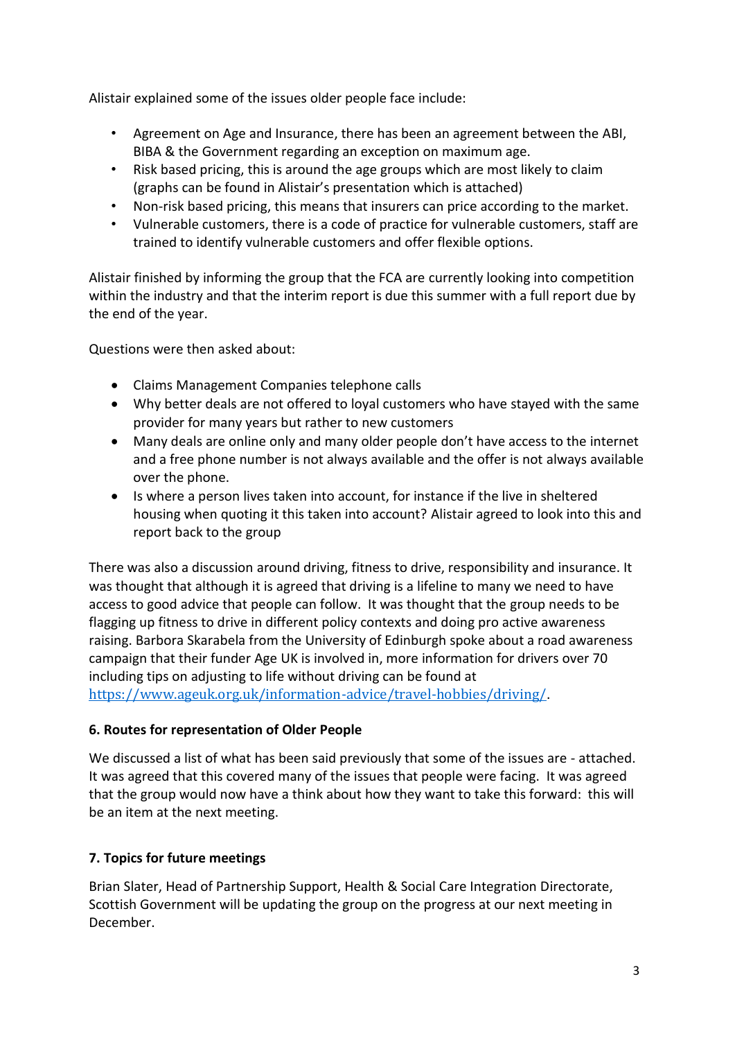Alistair explained some of the issues older people face include:

- Agreement on Age and Insurance, there has been an agreement between the ABI, BIBA & the Government regarding an exception on maximum age.
- Risk based pricing, this is around the age groups which are most likely to claim (graphs can be found in Alistair's presentation which is attached)
- Non-risk based pricing, this means that insurers can price according to the market.
- Vulnerable customers, there is a code of practice for vulnerable customers, staff are trained to identify vulnerable customers and offer flexible options.

Alistair finished by informing the group that the FCA are currently looking into competition within the industry and that the interim report is due this summer with a full report due by the end of the year.

Questions were then asked about:

- Claims Management Companies telephone calls
- Why better deals are not offered to loyal customers who have stayed with the same provider for many years but rather to new customers
- Many deals are online only and many older people don't have access to the internet and a free phone number is not always available and the offer is not always available over the phone.
- Is where a person lives taken into account, for instance if the live in sheltered housing when quoting it this taken into account? Alistair agreed to look into this and report back to the group

There was also a discussion around driving, fitness to drive, responsibility and insurance. It was thought that although it is agreed that driving is a lifeline to many we need to have access to good advice that people can follow. It was thought that the group needs to be flagging up fitness to drive in different policy contexts and doing pro active awareness raising. Barbora Skarabela from the University of Edinburgh spoke about a road awareness campaign that their funder Age UK is involved in, more information for drivers over 70 including tips on adjusting to life without driving can be found at https://www.ageuk.org.uk/information-advice/travel-hobbies/driving/.

**6. Routes for representation of Older People**

We discussed a list of what has been said previously that some of the issues are - attached. It was agreed that this covered many of the issues that people were facing. It was agreed that the group would now have a think about how they want to take this forward: this will be an item at the next meeting.

**7. Topics for future meetings**

Brian Slater, Head of Partnership Support, Health & Social Care Integration Directorate, Scottish Government will be updating the group on the progress at our next meeting in December.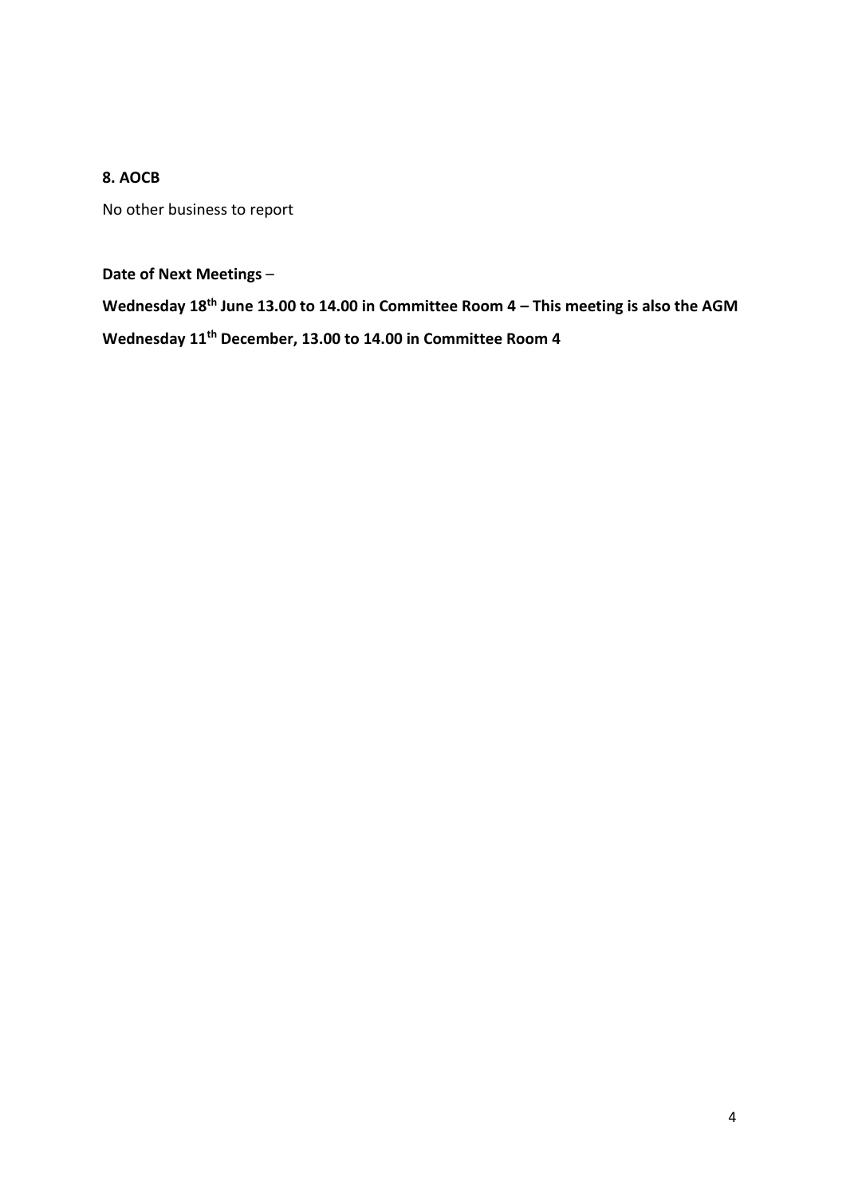**8. AOCB**

No other business to report

**Date of Next Meetings** –

**Wednesday 18th June 13.00 to 14.00 in Committee Room 4 – This meeting is also the AGM**

**Wednesday 11th December, 13.00 to 14.00 in Committee Room 4**